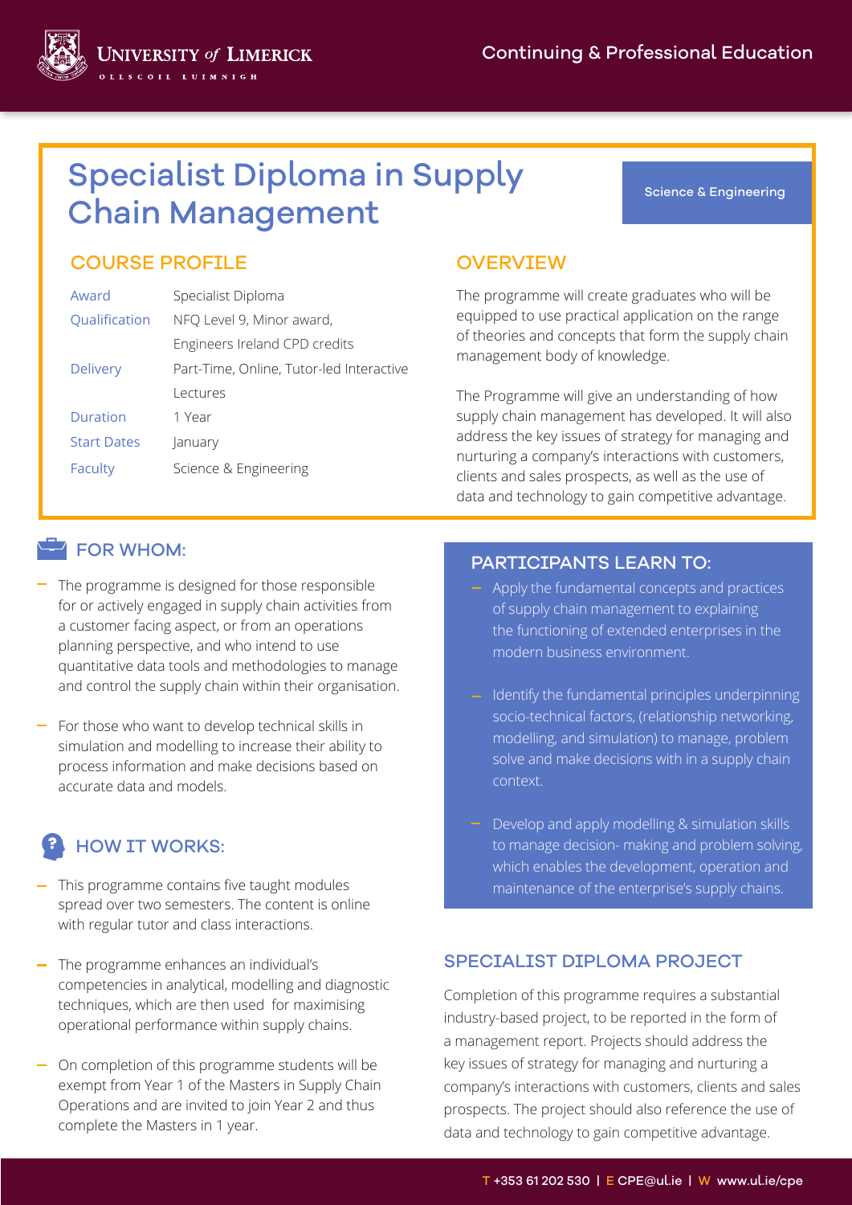University of Limerick
Ollscoil Luimnigh

Continuing & Professional Education

# Specialist Diploma in Supply Chain Management

Science & Engineering

## COURSE PROFILE

| | |
|---|---|
| Award | Specialist Diploma |
| Qualification | NFQ Level 9, Minor award, Engineers Ireland CPD credits |
| Delivery | Part-Time, Online, Tutor-led Interactive Lectures |
| Duration | 1 Year |
| Start Dates | January |
| Faculty | Science & Engineering |

## OVERVIEW

The programme will create graduates who will be equipped to use practical application on the range of theories and concepts that form the supply chain management body of knowledge.

The Programme will give an understanding of how supply chain management has developed. It will also address the key issues of strategy for managing and nurturing a company's interactions with customers, clients and sales prospects, as well as the use of data and technology to gain competitive advantage.

## FOR WHOM:

- The programme is designed for those responsible for or actively engaged in supply chain activities from a customer facing aspect, or from an operations planning perspective, and who intend to use quantitative data tools and methodologies to manage and control the supply chain within their organisation.
- For those who want to develop technical skills in simulation and modelling to increase their ability to process information and make decisions based on accurate data and models.

## HOW IT WORKS:

- This programme contains five taught modules spread over two semesters. The content is online with regular tutor and class interactions.
- The programme enhances an individual's competencies in analytical, modelling and diagnostic techniques, which are then used for maximising operational performance within supply chains.
- On completion of this programme students will be exempt from Year 1 of the Masters in Supply Chain Operations and are invited to join Year 2 and thus complete the Masters in 1 year.

## PARTICIPANTS LEARN TO:

- Apply the fundamental concepts and practices of supply chain management to explaining the functioning of extended enterprises in the modern business environment.
- Identify the fundamental principles underpinning socio-technical factors, (relationship networking, modelling, and simulation) to manage, problem solve and make decisions with in a supply chain context.
- Develop and apply modelling & simulation skills to manage decision- making and problem solving, which enables the development, operation and maintenance of the enterprise's supply chains.

## SPECIALIST DIPLOMA PROJECT

Completion of this programme requires a substantial industry-based project, to be reported in the form of a management report. Projects should address the key issues of strategy for managing and nurturing a company's interactions with customers, clients and sales prospects. The project should also reference the use of data and technology to gain competitive advantage.

T +353 61 202 530 | E CPE@ul.ie | W www.ul.ie/cpe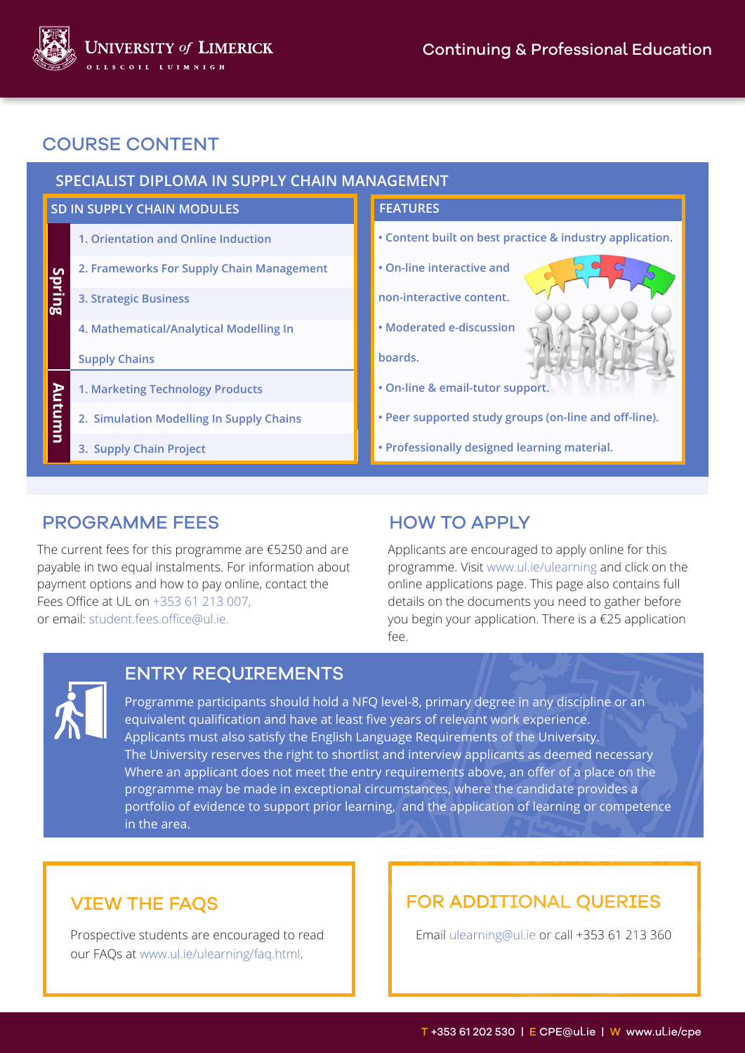## COURSE CONTENT

### SPECIALIST DIPLOMA IN SUPPLY CHAIN MANAGEMENT

| | SD IN SUPPLY CHAIN MODULES |
|---|---|
| Spring | 1. Orientation and Online Induction |
| | 2. Frameworks For Supply Chain Management |
| | 3. Strategic Business |
| | 4. Mathematical/Analytical Modelling In Supply Chains |
| Autumn | 1. Marketing Technology Products |
| | 2. Simulation Modelling In Supply Chains |
| | 3. Supply Chain Project |

**FEATURES**

- Content built on best practice & industry application.
- On-line interactive and non-interactive content.
- Moderated e-discussion boards.
- On-line & email-tutor support.
- Peer supported study groups (on-line and off-line).
- Professionally designed learning material.

## PROGRAMME FEES

The current fees for this programme are €5250 and are payable in two equal instalments. For information about payment options and how to pay online, contact the Fees Office at UL on +353 61 213 007, or email: student.fees.office@ul.ie.

## HOW TO APPLY

Applicants are encouraged to apply online for this programme. Visit www.ul.ie/ulearning and click on the online applications page. This page also contains full details on the documents you need to gather before you begin your application. There is a €25 application fee.

## ENTRY REQUIREMENTS

Programme participants should hold a NFQ level-8, primary degree in any discipline or an equivalent qualification and have at least five years of relevant work experience. Applicants must also satisfy the English Language Requirements of the University. The University reserves the right to shortlist and interview applicants as deemed necessary Where an applicant does not meet the entry requirements above, an offer of a place on the programme may be made in exceptional circumstances, where the candidate provides a portfolio of evidence to support prior learning, and the application of learning or competence in the area.

## VIEW THE FAQS

Prospective students are encouraged to read our FAQs at www.ul.ie/ulearning/faq.html.

## FOR ADDITIONAL QUERIES

Email ulearning@ul.ie or call +353 61 213 360